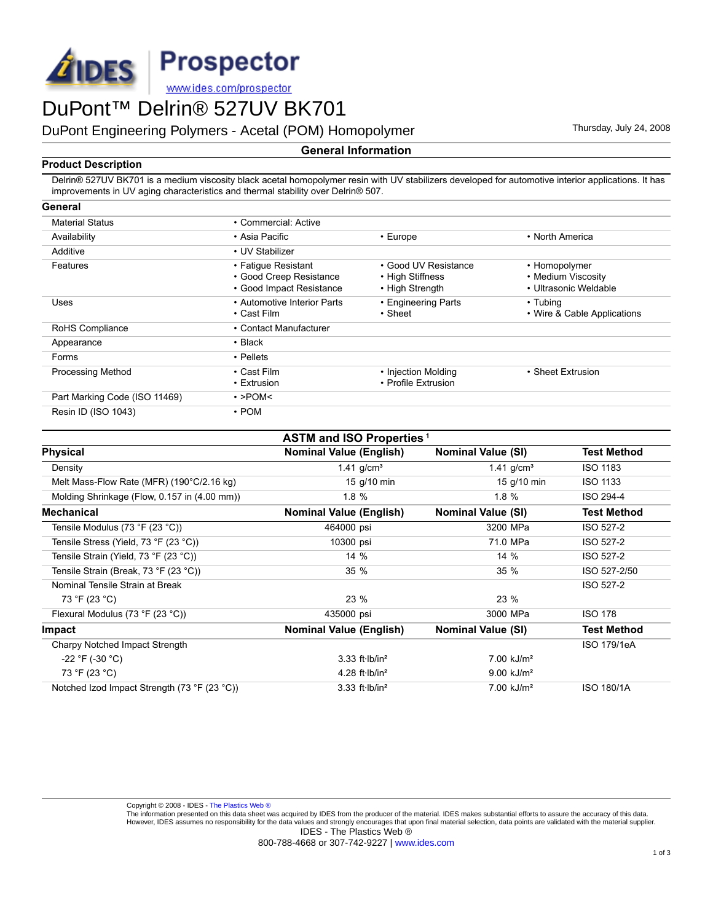# DuPont™ Delrin® 527UV BK701

## DuPont Engineering Polymers - Acetal (POM) Homopolymer

Thursday, July 24, 2008

## General Information

### Product Description

Delrin® 527UV BK701 is a medium viscosity black acetal homopolymer resin with UV stabilizers developed for automotive interior applications. It has improvements in UV aging characteristics and thermal stability over Delrin® 507.

### General

| | | | |
|---|---|---|---|
| Material Status | • Commercial: Active | | |
| Availability | • Asia Pacific | • Europe | • North America |
| Additive | • UV Stabilizer | | |
| Features | • Fatigue Resistant<br>• Good Creep Resistance<br>• Good Impact Resistance | • Good UV Resistance<br>• High Stiffness<br>• High Strength | • Homopolymer<br>• Medium Viscosity<br>• Ultrasonic Weldable |
| Uses | • Automotive Interior Parts<br>• Cast Film | • Engineering Parts<br>• Sheet | • Tubing<br>• Wire & Cable Applications |
| RoHS Compliance | • Contact Manufacturer | | |
| Appearance | • Black | | |
| Forms | • Pellets | | |
| Processing Method | • Cast Film<br>• Extrusion | • Injection Molding<br>• Profile Extrusion | • Sheet Extrusion |
| Part Marking Code (ISO 11469) | • >POM< | | |
| Resin ID (ISO 1043) | • POM | | |

## ASTM and ISO Properties [1]

| Physical | Nominal Value (English) | Nominal Value (SI) | Test Method |
|---|---|---|---|
| Density | 1.41 g/cm³ | 1.41 g/cm³ | ISO 1183 |
| Melt Mass-Flow Rate (MFR) (190°C/2.16 kg) | 15 g/10 min | 15 g/10 min | ISO 1133 |
| Molding Shrinkage (Flow, 0.157 in (4.00 mm)) | 1.8 % | 1.8 % | ISO 294-4 |
| **Mechanical** | **Nominal Value (English)** | **Nominal Value (SI)** | **Test Method** |
| Tensile Modulus (73 °F (23 °C)) | 464000 psi | 3200 MPa | ISO 527-2 |
| Tensile Stress (Yield, 73 °F (23 °C)) | 10300 psi | 71.0 MPa | ISO 527-2 |
| Tensile Strain (Yield, 73 °F (23 °C)) | 14 % | 14 % | ISO 527-2 |
| Tensile Strain (Break, 73 °F (23 °C)) | 35 % | 35 % | ISO 527-2/50 |
| Nominal Tensile Strain at Break | | | ISO 527-2 |
| 73 °F (23 °C) | 23 % | 23 % | |
| Flexural Modulus (73 °F (23 °C)) | 435000 psi | 3000 MPa | ISO 178 |
| **Impact** | **Nominal Value (English)** | **Nominal Value (SI)** | **Test Method** |
| Charpy Notched Impact Strength | | | ISO 179/1eA |
| -22 °F (-30 °C) | 3.33 ft·lb/in² | 7.00 kJ/m² | |
| 73 °F (23 °C) | 4.28 ft·lb/in² | 9.00 kJ/m² | |
| Notched Izod Impact Strength (73 °F (23 °C)) | 3.33 ft·lb/in² | 7.00 kJ/m² | ISO 180/1A |

Copyright © 2008 - IDES - The Plastics Web ®
The information presented on this data sheet was acquired by IDES from the producer of the material. IDES makes substantial efforts to assure the accuracy of this data. However, IDES assumes no responsibility for the data values and strongly encourages that upon final material selection, data points are validated with the material supplier.
IDES - The Plastics Web ®
800-788-4668 or 307-742-9227 | www.ides.com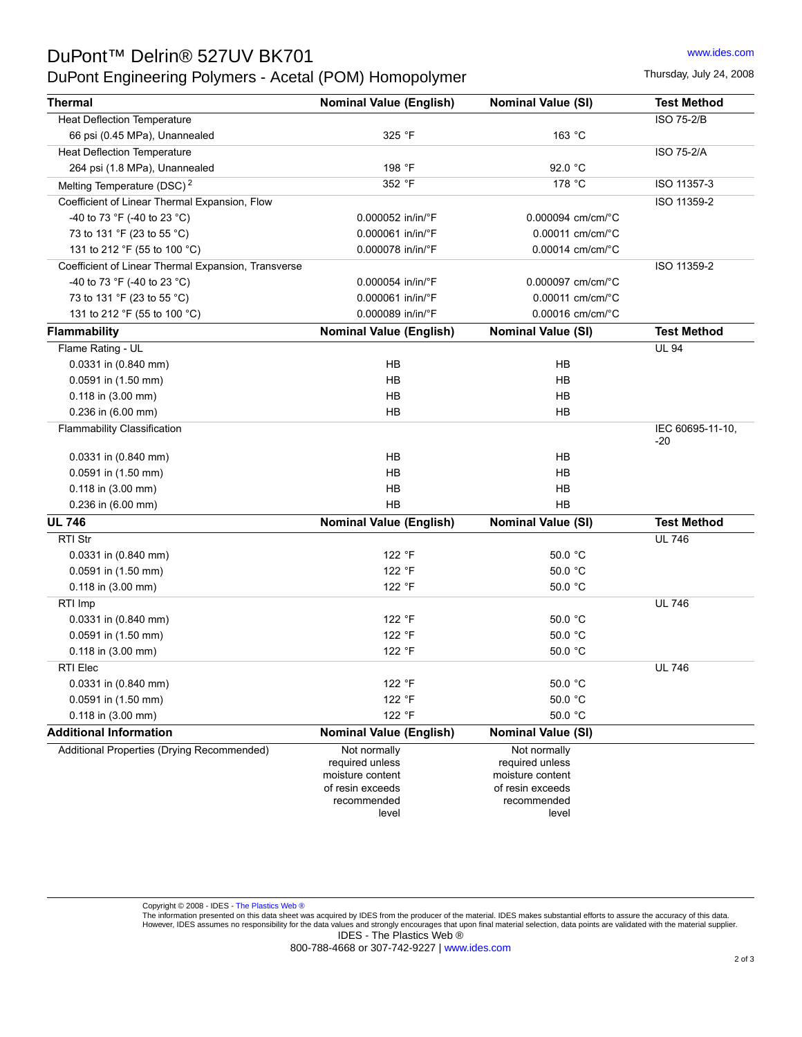# DuPont™ Delrin® 527UV BK701

DuPont Engineering Polymers - Acetal (POM) Homopolymer

| Thermal | Nominal Value (English) | Nominal Value (SI) | Test Method |
|---|---|---|---|
| Heat Deflection Temperature | | | ISO 75-2/B |
| 66 psi (0.45 MPa), Unannealed | 325 °F | 163 °C | |
| Heat Deflection Temperature | | | ISO 75-2/A |
| 264 psi (1.8 MPa), Unannealed | 198 °F | 92.0 °C | |
| Melting Temperature (DSC) [2] | 352 °F | 178 °C | ISO 11357-3 |
| Coefficient of Linear Thermal Expansion, Flow | | | ISO 11359-2 |
| -40 to 73 °F (-40 to 23 °C) | 0.000052 in/in/°F | 0.000094 cm/cm/°C | |
| 73 to 131 °F (23 to 55 °C) | 0.000061 in/in/°F | 0.00011 cm/cm/°C | |
| 131 to 212 °F (55 to 100 °C) | 0.000078 in/in/°F | 0.00014 cm/cm/°C | |
| Coefficient of Linear Thermal Expansion, Transverse | | | ISO 11359-2 |
| -40 to 73 °F (-40 to 23 °C) | 0.000054 in/in/°F | 0.000097 cm/cm/°C | |
| 73 to 131 °F (23 to 55 °C) | 0.000061 in/in/°F | 0.00011 cm/cm/°C | |
| 131 to 212 °F (55 to 100 °C) | 0.000089 in/in/°F | 0.00016 cm/cm/°C | |

| Flammability | Nominal Value (English) | Nominal Value (SI) | Test Method |
|---|---|---|---|
| Flame Rating - UL | | | UL 94 |
| 0.0331 in (0.840 mm) | HB | HB | |
| 0.0591 in (1.50 mm) | HB | HB | |
| 0.118 in (3.00 mm) | HB | HB | |
| 0.236 in (6.00 mm) | HB | HB | |
| Flammability Classification | | | IEC 60695-11-10, -20 |
| 0.0331 in (0.840 mm) | HB | HB | |
| 0.0591 in (1.50 mm) | HB | HB | |
| 0.118 in (3.00 mm) | HB | HB | |
| 0.236 in (6.00 mm) | HB | HB | |

| UL 746 | Nominal Value (English) | Nominal Value (SI) | Test Method |
|---|---|---|---|
| RTI Str | | | UL 746 |
| 0.0331 in (0.840 mm) | 122 °F | 50.0 °C | |
| 0.0591 in (1.50 mm) | 122 °F | 50.0 °C | |
| 0.118 in (3.00 mm) | 122 °F | 50.0 °C | |
| RTI Imp | | | UL 746 |
| 0.0331 in (0.840 mm) | 122 °F | 50.0 °C | |
| 0.0591 in (1.50 mm) | 122 °F | 50.0 °C | |
| 0.118 in (3.00 mm) | 122 °F | 50.0 °C | |
| RTI Elec | | | UL 746 |
| 0.0331 in (0.840 mm) | 122 °F | 50.0 °C | |
| 0.0591 in (1.50 mm) | 122 °F | 50.0 °C | |
| 0.118 in (3.00 mm) | 122 °F | 50.0 °C | |

| Additional Information | Nominal Value (English) | Nominal Value (SI) |
|---|---|---|
| Additional Properties (Drying Recommended) | Not normally required unless moisture content of resin exceeds recommended level | Not normally required unless moisture content of resin exceeds recommended level |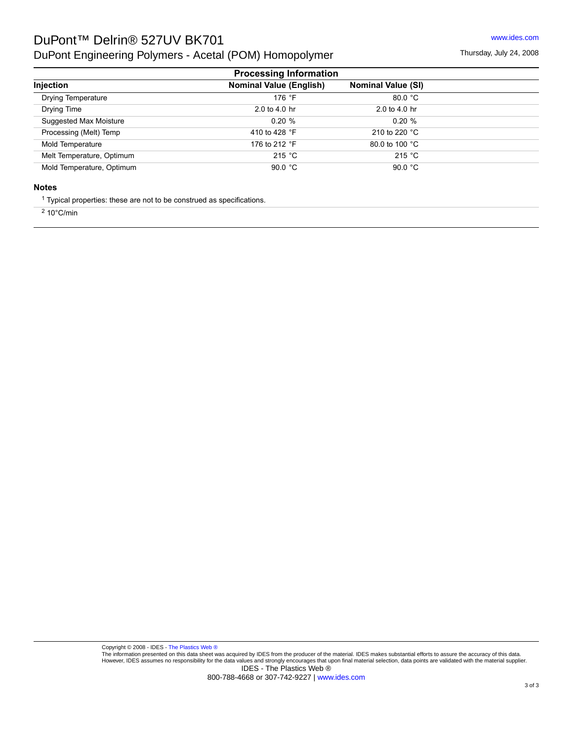# DuPont™ Delrin® 527UV BK701

## DuPont Engineering Polymers - Acetal (POM) Homopolymer

| Processing Information | | |
| --- | --- | --- |
| **Injection** | **Nominal Value (English)** | **Nominal Value (SI)** |
| Drying Temperature | 176 °F | 80.0 °C |
| Drying Time | 2.0 to 4.0 hr | 2.0 to 4.0 hr |
| Suggested Max Moisture | 0.20 % | 0.20 % |
| Processing (Melt) Temp | 410 to 428 °F | 210 to 220 °C |
| Mold Temperature | 176 to 212 °F | 80.0 to 100 °C |
| Melt Temperature, Optimum | 215 °C | 215 °C |
| Mold Temperature, Optimum | 90.0 °C | 90.0 °C |

### Notes

[1] Typical properties: these are not to be construed as specifications.

[2] 10°C/min

Copyright © 2008 - IDES - The Plastics Web ®

The information presented on this data sheet was acquired by IDES from the producer of the material. IDES makes substantial efforts to assure the accuracy of this data. However, IDES assumes no responsibility for the data values and strongly encourages that upon final material selection, data points are validated with the material supplier.

IDES - The Plastics Web ®

800-788-4668 or 307-742-9227 | www.ides.com